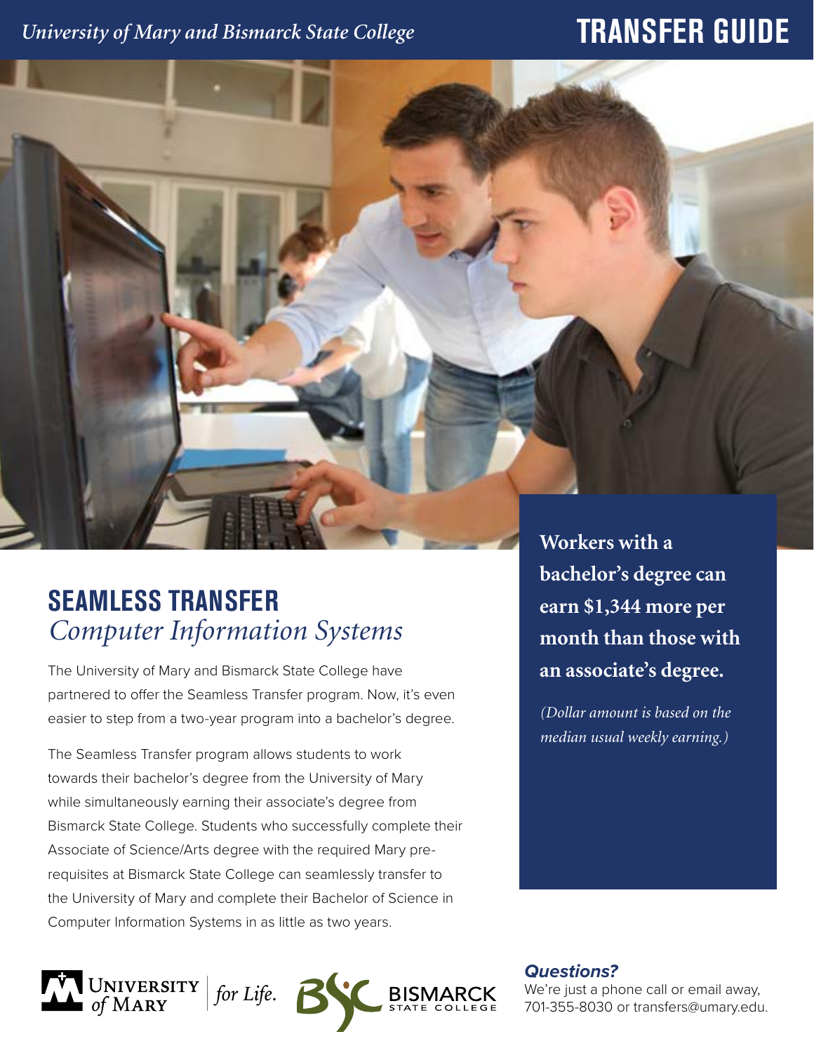*University of Mary and Bismarck State College*

# TRANSFER GUIDE

## SEAMLESS TRANSFER
*Computer Information Systems*

The University of Mary and Bismarck State College have partnered to offer the Seamless Transfer program. Now, it's even easier to step from a two-year program into a bachelor's degree.

The Seamless Transfer program allows students to work towards their bachelor's degree from the University of Mary while simultaneously earning their associate's degree from Bismarck State College. Students who successfully complete their Associate of Science/Arts degree with the required Mary pre-requisites at Bismarck State College can seamlessly transfer to the University of Mary and complete their Bachelor of Science in Computer Information Systems in as little as two years.

**Workers with a bachelor's degree can earn $1,344 more per month than those with an associate's degree.**

*(Dollar amount is based on the median usual weekly earning.)*

University of Mary | *for Life.*

Bismarck State College

***Questions?***

We're just a phone call or email away, 701-355-8030 or transfers@umary.edu.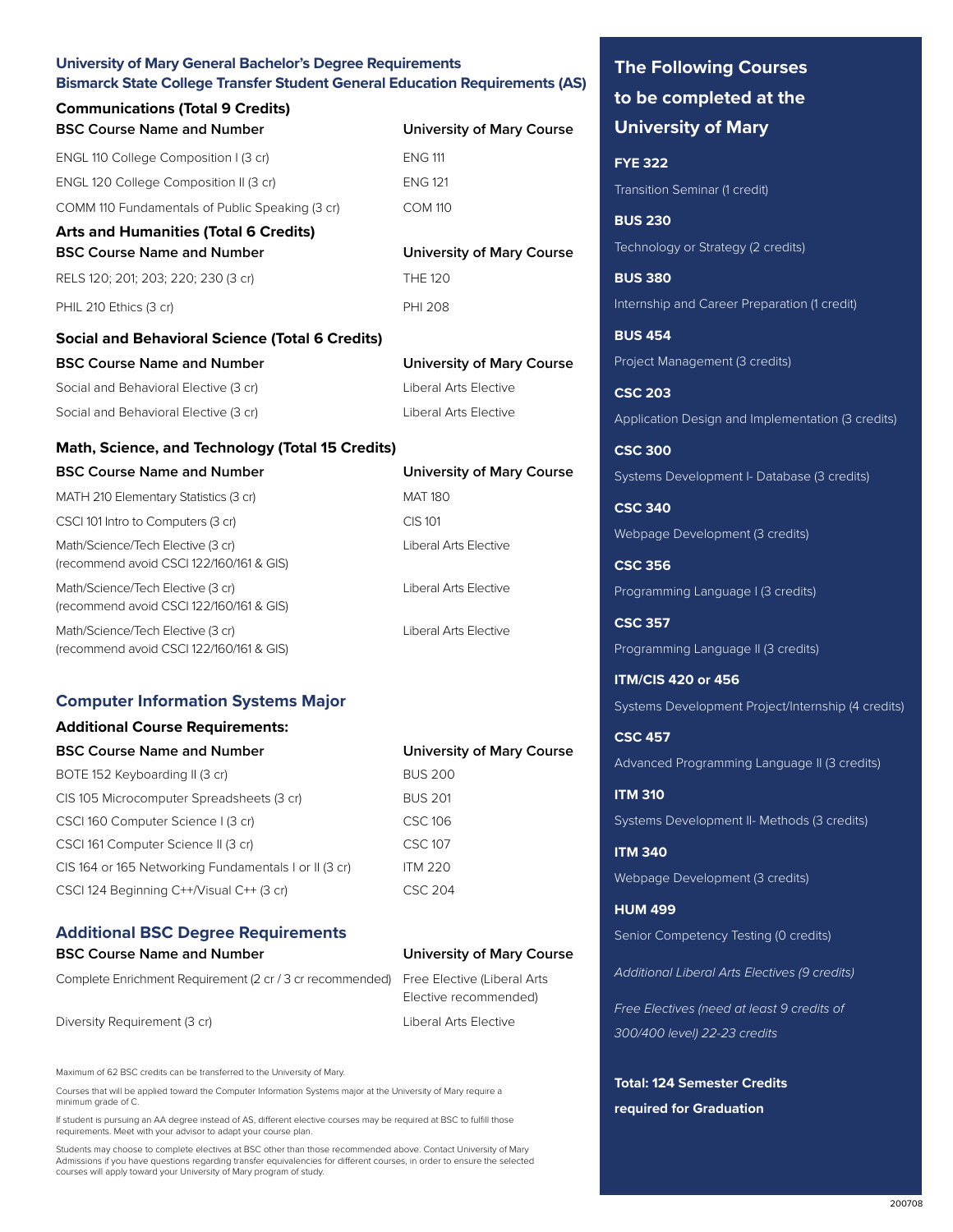## University of Mary General Bachelor's Degree Requirements
## Bismarck State College Transfer Student General Education Requirements (AS)

### Communications (Total 9 Credits)

| BSC Course Name and Number | University of Mary Course |
|---|---|
| ENGL 110 College Composition I (3 cr) | ENG 111 |
| ENGL 120 College Composition II (3 cr) | ENG 121 |
| COMM 110 Fundamentals of Public Speaking (3 cr) | COM 110 |

### Arts and Humanities (Total 6 Credits)

| BSC Course Name and Number | University of Mary Course |
|---|---|
| RELS 120; 201; 203; 220; 230 (3 cr) | THE 120 |
| PHIL 210 Ethics (3 cr) | PHI 208 |

### Social and Behavioral Science (Total 6 Credits)

| BSC Course Name and Number | University of Mary Course |
|---|---|
| Social and Behavioral Elective (3 cr) | Liberal Arts Elective |
| Social and Behavioral Elective (3 cr) | Liberal Arts Elective |

### Math, Science, and Technology (Total 15 Credits)

| BSC Course Name and Number | University of Mary Course |
|---|---|
| MATH 210 Elementary Statistics (3 cr) | MAT 180 |
| CSCI 101 Intro to Computers (3 cr) | CIS 101 |
| Math/Science/Tech Elective (3 cr) (recommend avoid CSCI 122/160/161 & GIS) | Liberal Arts Elective |
| Math/Science/Tech Elective (3 cr) (recommend avoid CSCI 122/160/161 & GIS) | Liberal Arts Elective |
| Math/Science/Tech Elective (3 cr) (recommend avoid CSCI 122/160/161 & GIS) | Liberal Arts Elective |

## Computer Information Systems Major

### Additional Course Requirements:

| BSC Course Name and Number | University of Mary Course |
|---|---|
| BOTE 152 Keyboarding II (3 cr) | BUS 200 |
| CIS 105 Microcomputer Spreadsheets (3 cr) | BUS 201 |
| CSCI 160 Computer Science I (3 cr) | CSC 106 |
| CSCI 161 Computer Science II (3 cr) | CSC 107 |
| CIS 164 or 165 Networking Fundamentals I or II (3 cr) | ITM 220 |
| CSCI 124 Beginning C++/Visual C++ (3 cr) | CSC 204 |

## Additional BSC Degree Requirements

| BSC Course Name and Number | University of Mary Course |
|---|---|
| Complete Enrichment Requirement (2 cr / 3 cr recommended) | Free Elective (Liberal Arts Elective recommended) |
| Diversity Requirement (3 cr) | Liberal Arts Elective |

Maximum of 62 BSC credits can be transferred to the University of Mary.

Courses that will be applied toward the Computer Information Systems major at the University of Mary require a minimum grade of C.

If student is pursuing an AA degree instead of AS, different elective courses may be required at BSC to fulfill those requirements. Meet with your advisor to adapt your course plan.

Students may choose to complete electives at BSC other than those recommended above. Contact University of Mary Admissions if you have questions regarding transfer equivalencies for different courses, in order to ensure the selected courses will apply toward your University of Mary program of study.

## The Following Courses to be completed at the University of Mary

**FYE 322**
Transition Seminar (1 credit)

**BUS 230**
Technology or Strategy (2 credits)

**BUS 380**
Internship and Career Preparation (1 credit)

**BUS 454**
Project Management (3 credits)

**CSC 203**
Application Design and Implementation (3 credits)

**CSC 300**
Systems Development I- Database (3 credits)

**CSC 340**
Webpage Development (3 credits)

**CSC 356**
Programming Language I (3 credits)

**CSC 357**
Programming Language II (3 credits)

**ITM/CIS 420 or 456**
Systems Development Project/Internship (4 credits)

**CSC 457**
Advanced Programming Language II (3 credits)

**ITM 310**
Systems Development II- Methods (3 credits)

**ITM 340**
Webpage Development (3 credits)

**HUM 499**
Senior Competency Testing (0 credits)

*Additional Liberal Arts Electives (9 credits)*

*Free Electives (need at least 9 credits of 300/400 level) 22-23 credits*

**Total: 124 Semester Credits required for Graduation**

200708